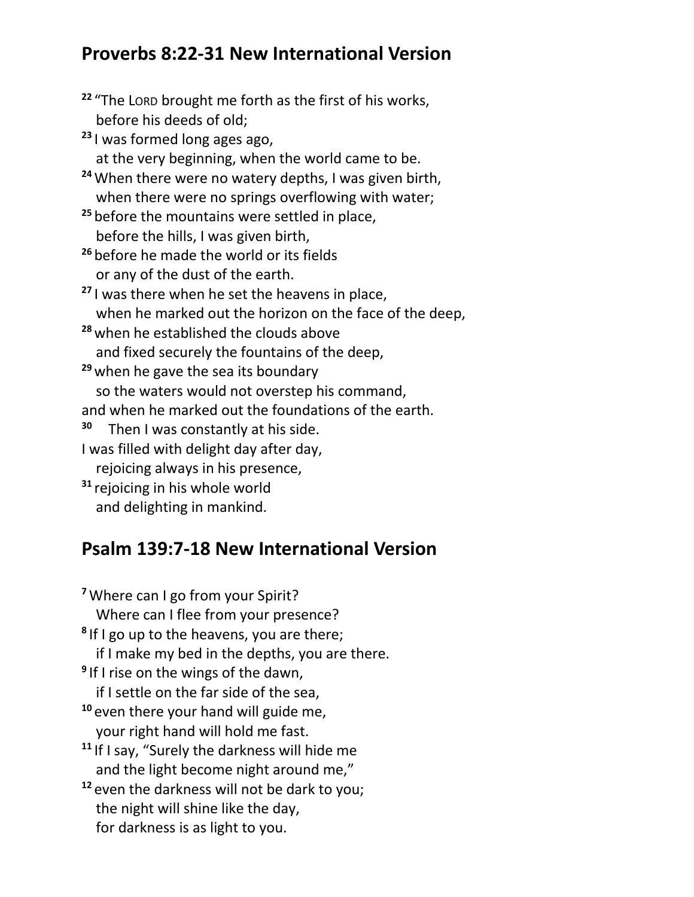## Proverbs 8:22-31 New International Version

[22] "The LORD brought me forth as the first of his works,
before his deeds of old;
[23] I was formed long ages ago,
at the very beginning, when the world came to be.
[24] When there were no watery depths, I was given birth,
when there were no springs overflowing with water;
[25] before the mountains were settled in place,
before the hills, I was given birth,
[26] before he made the world or its fields
or any of the dust of the earth.
[27] I was there when he set the heavens in place,
when he marked out the horizon on the face of the deep,
[28] when he established the clouds above
and fixed securely the fountains of the deep,
[29] when he gave the sea its boundary
so the waters would not overstep his command,
and when he marked out the foundations of the earth.
[30] Then I was constantly at his side.
I was filled with delight day after day,
rejoicing always in his presence,
[31] rejoicing in his whole world
and delighting in mankind.

## Psalm 139:7-18 New International Version

[7] Where can I go from your Spirit?
Where can I flee from your presence?
[8] If I go up to the heavens, you are there;
if I make my bed in the depths, you are there.
[9] If I rise on the wings of the dawn,
if I settle on the far side of the sea,
[10] even there your hand will guide me,
your right hand will hold me fast.
[11] If I say, "Surely the darkness will hide me
and the light become night around me,"
[12] even the darkness will not be dark to you;
the night will shine like the day,
for darkness is as light to you.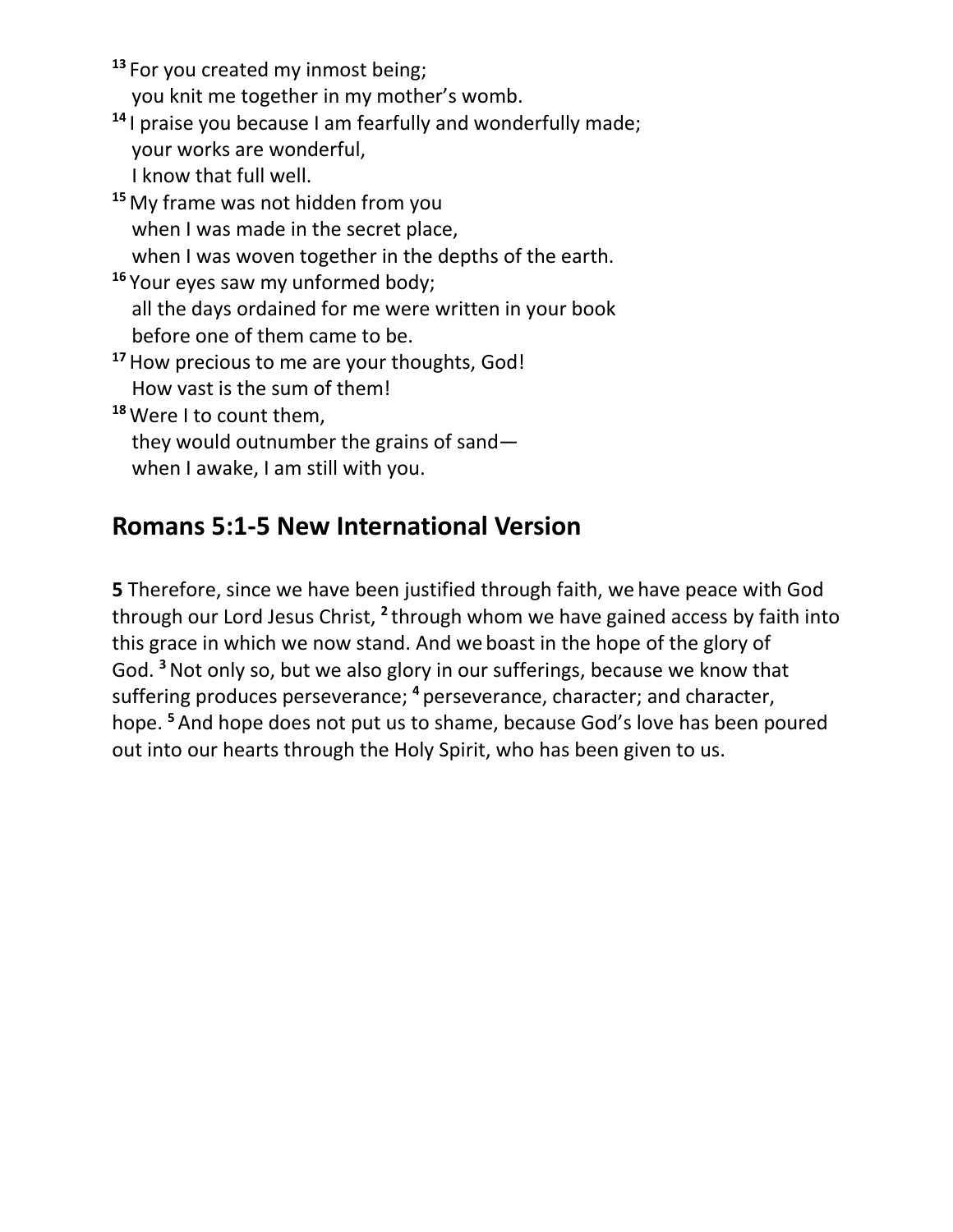[13] For you created my inmost being;
you knit me together in my mother's womb.
[14] I praise you because I am fearfully and wonderfully made;
your works are wonderful,
I know that full well.
[15] My frame was not hidden from you
when I was made in the secret place,
when I was woven together in the depths of the earth.
[16] Your eyes saw my unformed body;
all the days ordained for me were written in your book
before one of them came to be.
[17] How precious to me are your thoughts, God!
How vast is the sum of them!
[18] Were I to count them,
they would outnumber the grains of sand—
when I awake, I am still with you.

## Romans 5:1-5 New International Version

**5** Therefore, since we have been justified through faith, we have peace with God through our Lord Jesus Christ, [2] through whom we have gained access by faith into this grace in which we now stand. And we boast in the hope of the glory of God. [3] Not only so, but we also glory in our sufferings, because we know that suffering produces perseverance; [4] perseverance, character; and character, hope. [5] And hope does not put us to shame, because God's love has been poured out into our hearts through the Holy Spirit, who has been given to us.